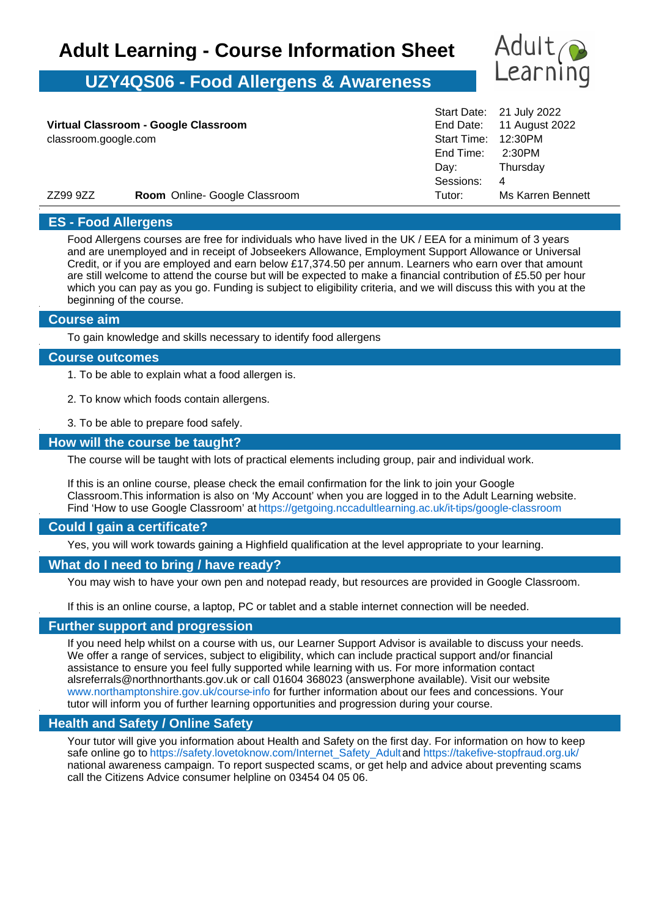# Adult Learning - Course Information Sheet

## UZY4QS06 - Food Allergens & Awareness

**Virtual Classroom - Google Classroom**
classroom.google.com

ZZ99 9ZZ **Room** Online- Google Classroom

| | |
|---|---|
| Start Date: | 21 July 2022 |
| End Date: | 11 August 2022 |
| Start Time: | 12:30PM |
| End Time: | 2:30PM |
| Day: | Thursday |
| Sessions: | 4 |
| Tutor: | Ms Karren Bennett |

## ES - Food Allergens

Food Allergens courses are free for individuals who have lived in the UK / EEA for a minimum of 3 years and are unemployed and in receipt of Jobseekers Allowance, Employment Support Allowance or Universal Credit, or if you are employed and earn below £17,374.50 per annum. Learners who earn over that amount are still welcome to attend the course but will be expected to make a financial contribution of £5.50 per hour which you can pay as you go. Funding is subject to eligibility criteria, and we will discuss this with you at the beginning of the course.

## Course aim

To gain knowledge and skills necessary to identify food allergens

## Course outcomes

1. To be able to explain what a food allergen is.
2. To know which foods contain allergens.
3. To be able to prepare food safely.

## How will the course be taught?

The course will be taught with lots of practical elements including group, pair and individual work.

If this is an online course, please check the email confirmation for the link to join your Google Classroom.This information is also on 'My Account' when you are logged in to the Adult Learning website. Find 'How to use Google Classroom' at https://getgoing.nccadultlearning.ac.uk/it-tips/google-classroom

## Could I gain a certificate?

Yes, you will work towards gaining a Highfield qualification at the level appropriate to your learning.

## What do I need to bring / have ready?

You may wish to have your own pen and notepad ready, but resources are provided in Google Classroom.

If this is an online course, a laptop, PC or tablet and a stable internet connection will be needed.

## Further support and progression

If you need help whilst on a course with us, our Learner Support Advisor is available to discuss your needs. We offer a range of services, subject to eligibility, which can include practical support and/or financial assistance to ensure you feel fully supported while learning with us. For more information contact alsreferrals@northnorthants.gov.uk or call 01604 368023 (answerphone available). Visit our website www.northamptonshire.gov.uk/course-info for further information about our fees and concessions. Your tutor will inform you of further learning opportunities and progression during your course.

## Health and Safety / Online Safety

Your tutor will give you information about Health and Safety on the first day. For information on how to keep safe online go to https://safety.lovetoknow.com/Internet_Safety_Adult and https://takefive-stopfraud.org.uk/ national awareness campaign. To report suspected scams, or get help and advice about preventing scams call the Citizens Advice consumer helpline on 03454 04 05 06.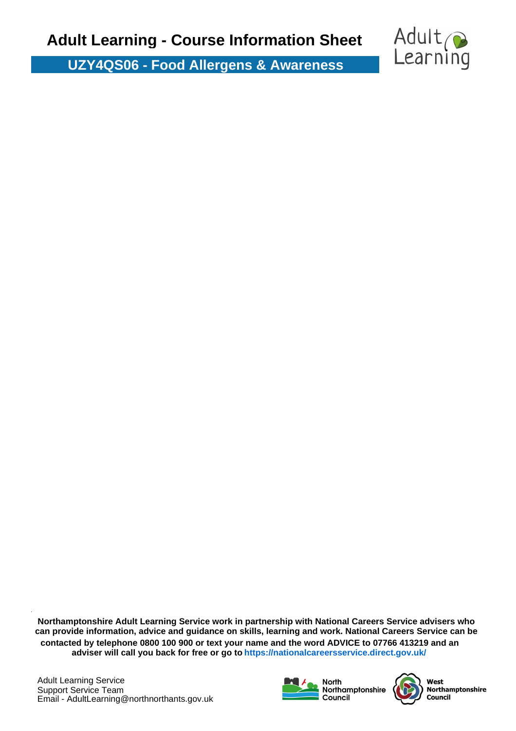# Adult Learning - Course Information Sheet

## UZY4QS06 - Food Allergens & Awareness

**Northamptonshire Adult Learning Service work in partnership with National Careers Service advisers who can provide information, advice and guidance on skills, learning and work. National Careers Service can be contacted by telephone 0800 100 900 or text your name and the word ADVICE to 07766 413219 and an adviser will call you back for free or go to https://nationalcareersservice.direct.gov.uk/**

Adult Learning Service
Support Service Team
Email - AdultLearning@northnorthants.gov.uk

North Northamptonshire Council

West Northamptonshire Council